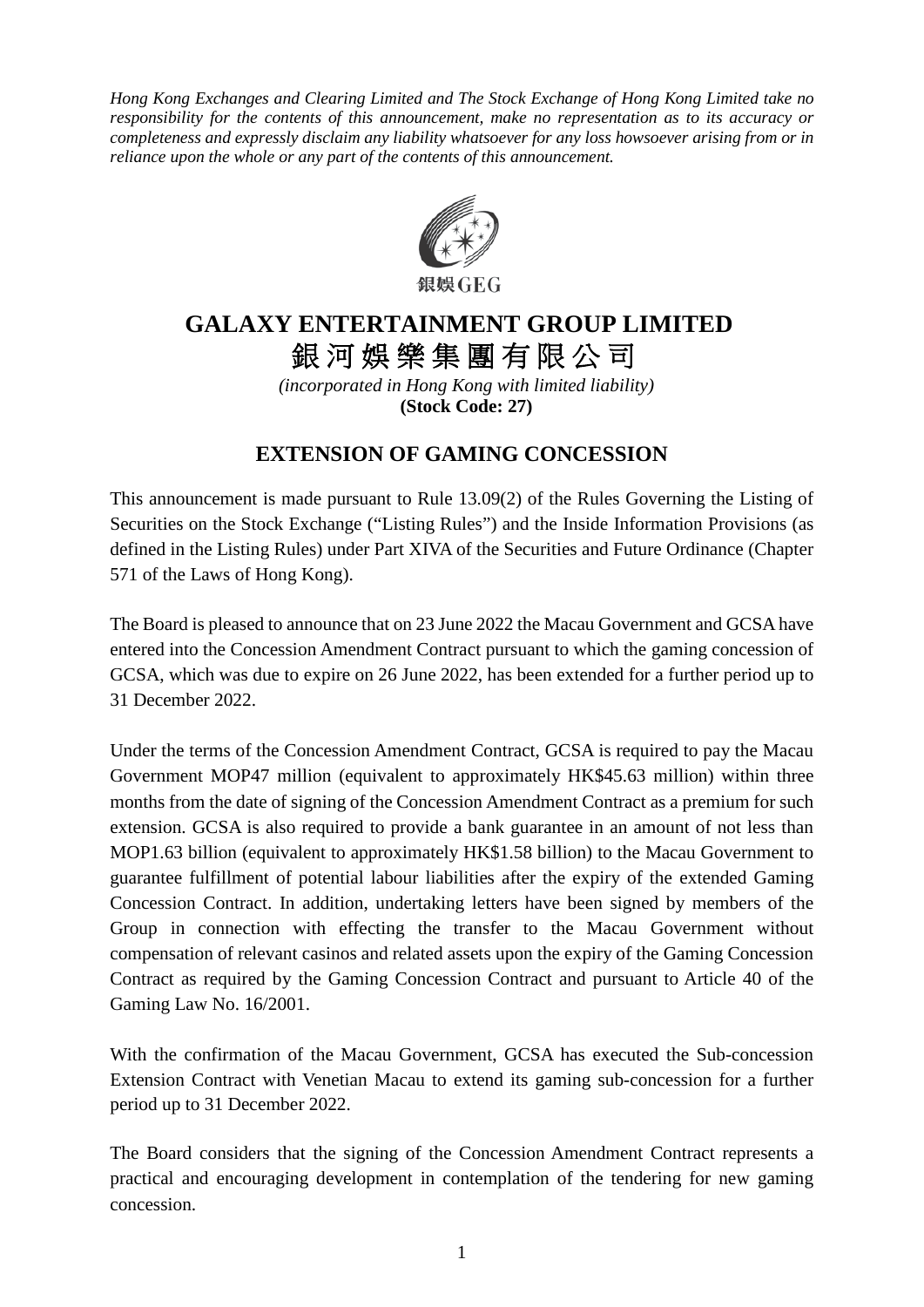*Hong Kong Exchanges and Clearing Limited and The Stock Exchange of Hong Kong Limited take no responsibility for the contents of this announcement, make no representation as to its accuracy or completeness and expressly disclaim any liability whatsoever for any loss howsoever arising from or in reliance upon the whole or any part of the contents of this announcement.*

銀娛GEG

# GALAXY ENTERTAINMENT GROUP LIMITED
# 銀河娛樂集團有限公司

*(incorporated in Hong Kong with limited liability)*
**(Stock Code: 27)**

## EXTENSION OF GAMING CONCESSION

This announcement is made pursuant to Rule 13.09(2) of the Rules Governing the Listing of Securities on the Stock Exchange ("Listing Rules") and the Inside Information Provisions (as defined in the Listing Rules) under Part XIVA of the Securities and Future Ordinance (Chapter 571 of the Laws of Hong Kong).

The Board is pleased to announce that on 23 June 2022 the Macau Government and GCSA have entered into the Concession Amendment Contract pursuant to which the gaming concession of GCSA, which was due to expire on 26 June 2022, has been extended for a further period up to 31 December 2022.

Under the terms of the Concession Amendment Contract, GCSA is required to pay the Macau Government MOP47 million (equivalent to approximately HK$45.63 million) within three months from the date of signing of the Concession Amendment Contract as a premium for such extension. GCSA is also required to provide a bank guarantee in an amount of not less than MOP1.63 billion (equivalent to approximately HK$1.58 billion) to the Macau Government to guarantee fulfillment of potential labour liabilities after the expiry of the extended Gaming Concession Contract. In addition, undertaking letters have been signed by members of the Group in connection with effecting the transfer to the Macau Government without compensation of relevant casinos and related assets upon the expiry of the Gaming Concession Contract as required by the Gaming Concession Contract and pursuant to Article 40 of the Gaming Law No. 16/2001.

With the confirmation of the Macau Government, GCSA has executed the Sub-concession Extension Contract with Venetian Macau to extend its gaming sub-concession for a further period up to 31 December 2022.

The Board considers that the signing of the Concession Amendment Contract represents a practical and encouraging development in contemplation of the tendering for new gaming concession.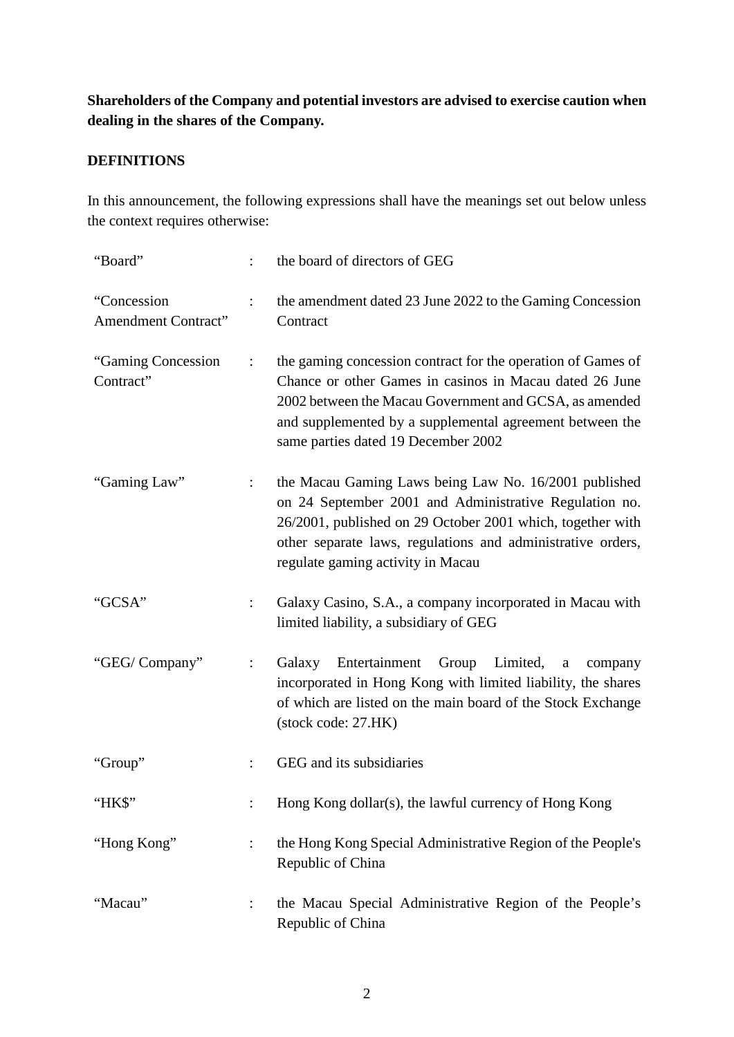**Shareholders of the Company and potential investors are advised to exercise caution when dealing in the shares of the Company.**

**DEFINITIONS**

In this announcement, the following expressions shall have the meanings set out below unless the context requires otherwise:

| | | |
|---|---|---|
| "Board" | : | the board of directors of GEG |
| "Concession Amendment Contract" | : | the amendment dated 23 June 2022 to the Gaming Concession Contract |
| "Gaming Concession Contract" | : | the gaming concession contract for the operation of Games of Chance or other Games in casinos in Macau dated 26 June 2002 between the Macau Government and GCSA, as amended and supplemented by a supplemental agreement between the same parties dated 19 December 2002 |
| "Gaming Law" | : | the Macau Gaming Laws being Law No. 16/2001 published on 24 September 2001 and Administrative Regulation no. 26/2001, published on 29 October 2001 which, together with other separate laws, regulations and administrative orders, regulate gaming activity in Macau |
| "GCSA" | : | Galaxy Casino, S.A., a company incorporated in Macau with limited liability, a subsidiary of GEG |
| "GEG/ Company" | : | Galaxy Entertainment Group Limited, a company incorporated in Hong Kong with limited liability, the shares of which are listed on the main board of the Stock Exchange (stock code: 27.HK) |
| "Group" | : | GEG and its subsidiaries |
| "HK$" | : | Hong Kong dollar(s), the lawful currency of Hong Kong |
| "Hong Kong" | : | the Hong Kong Special Administrative Region of the People's Republic of China |
| "Macau" | : | the Macau Special Administrative Region of the People's Republic of China |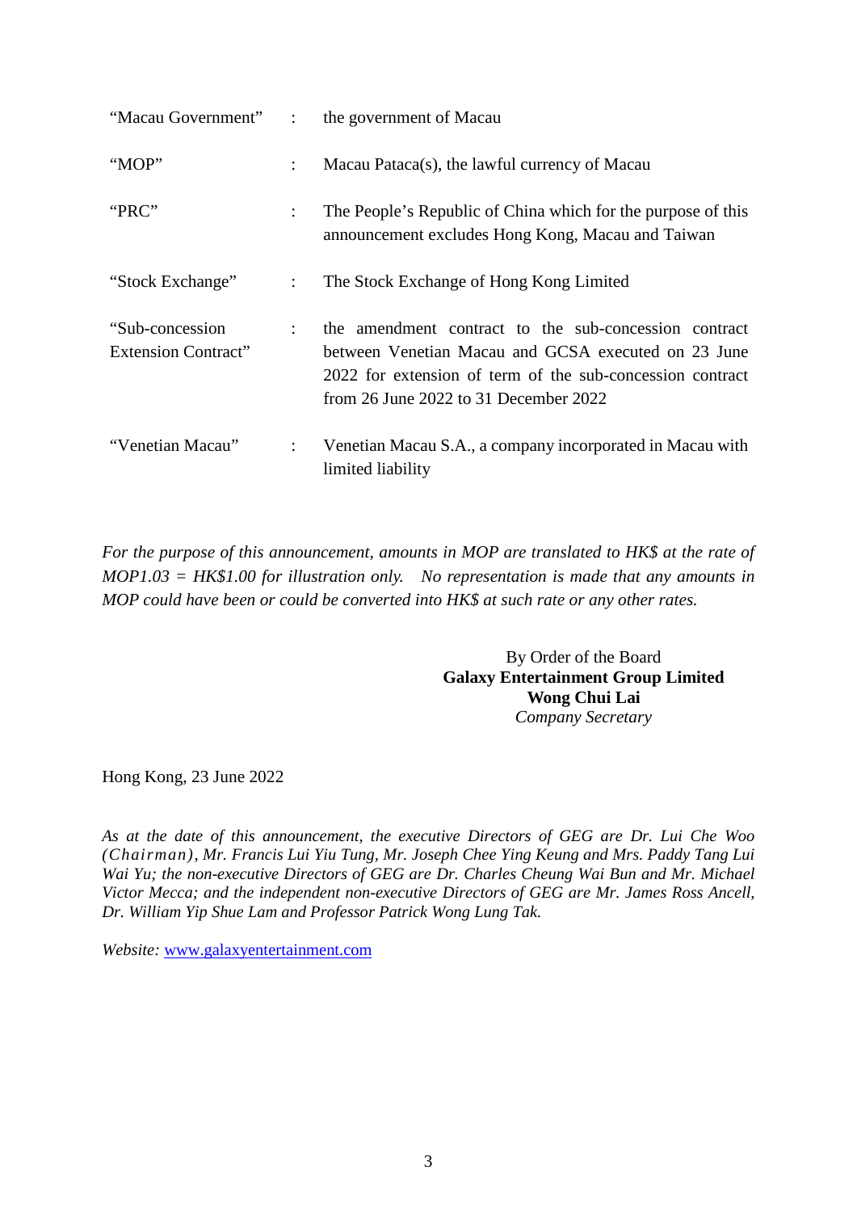| | | |
|---|---|---|
| "Macau Government" | : | the government of Macau |
| "MOP" | : | Macau Pataca(s), the lawful currency of Macau |
| "PRC" | : | The People's Republic of China which for the purpose of this announcement excludes Hong Kong, Macau and Taiwan |
| "Stock Exchange" | : | The Stock Exchange of Hong Kong Limited |
| "Sub-concession Extension Contract" | : | the amendment contract to the sub-concession contract between Venetian Macau and GCSA executed on 23 June 2022 for extension of term of the sub-concession contract from 26 June 2022 to 31 December 2022 |
| "Venetian Macau" | : | Venetian Macau S.A., a company incorporated in Macau with limited liability |

*For the purpose of this announcement, amounts in MOP are translated to HK$ at the rate of MOP1.03 = HK$1.00 for illustration only. No representation is made that any amounts in MOP could have been or could be converted into HK$ at such rate or any other rates.*

By Order of the Board
**Galaxy Entertainment Group Limited**
**Wong Chui Lai**
*Company Secretary*

Hong Kong, 23 June 2022

*As at the date of this announcement, the executive Directors of GEG are Dr. Lui Che Woo (Chairman), Mr. Francis Lui Yiu Tung, Mr. Joseph Chee Ying Keung and Mrs. Paddy Tang Lui Wai Yu; the non-executive Directors of GEG are Dr. Charles Cheung Wai Bun and Mr. Michael Victor Mecca; and the independent non-executive Directors of GEG are Mr. James Ross Ancell, Dr. William Yip Shue Lam and Professor Patrick Wong Lung Tak.*

*Website:* www.galaxyentertainment.com